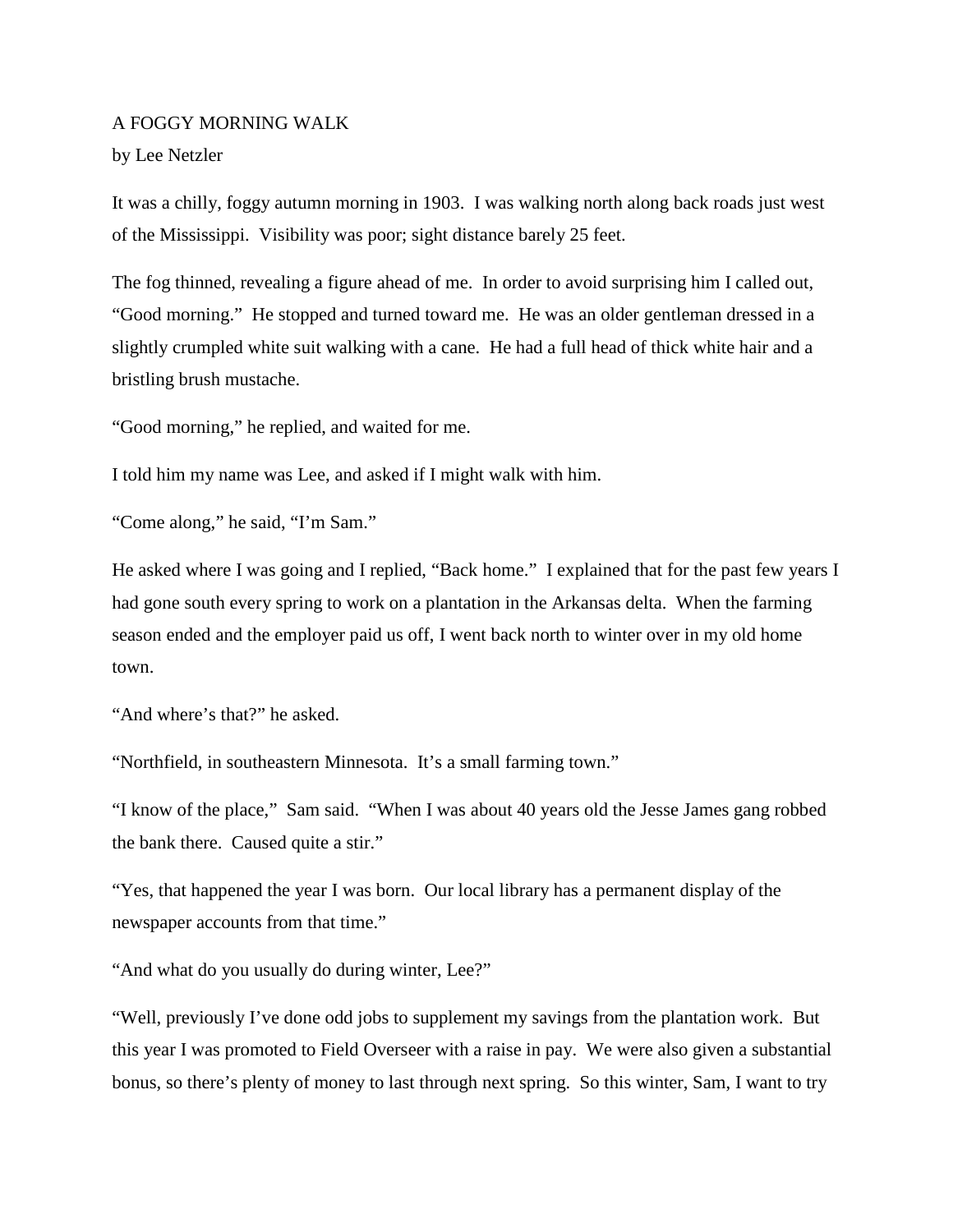# A FOGGY MORNING WALK

by Lee Netzler

It was a chilly, foggy autumn morning in 1903. I was walking north along back roads just west of the Mississippi. Visibility was poor; sight distance barely 25 feet.

The fog thinned, revealing a figure ahead of me. In order to avoid surprising him I called out, "Good morning." He stopped and turned toward me. He was an older gentleman dressed in a slightly crumpled white suit walking with a cane. He had a full head of thick white hair and a bristling brush mustache.

"Good morning," he replied, and waited for me.

I told him my name was Lee, and asked if I might walk with him.

"Come along," he said, "I'm Sam."

He asked where I was going and I replied, "Back home." I explained that for the past few years I had gone south every spring to work on a plantation in the Arkansas delta. When the farming season ended and the employer paid us off, I went back north to winter over in my old home town.

"And where's that?" he asked.

"Northfield, in southeastern Minnesota. It's a small farming town."

"I know of the place," Sam said. "When I was about 40 years old the Jesse James gang robbed the bank there. Caused quite a stir."

"Yes, that happened the year I was born. Our local library has a permanent display of the newspaper accounts from that time."

"And what do you usually do during winter, Lee?"

"Well, previously I've done odd jobs to supplement my savings from the plantation work. But this year I was promoted to Field Overseer with a raise in pay. We were also given a substantial bonus, so there's plenty of money to last through next spring. So this winter, Sam, I want to try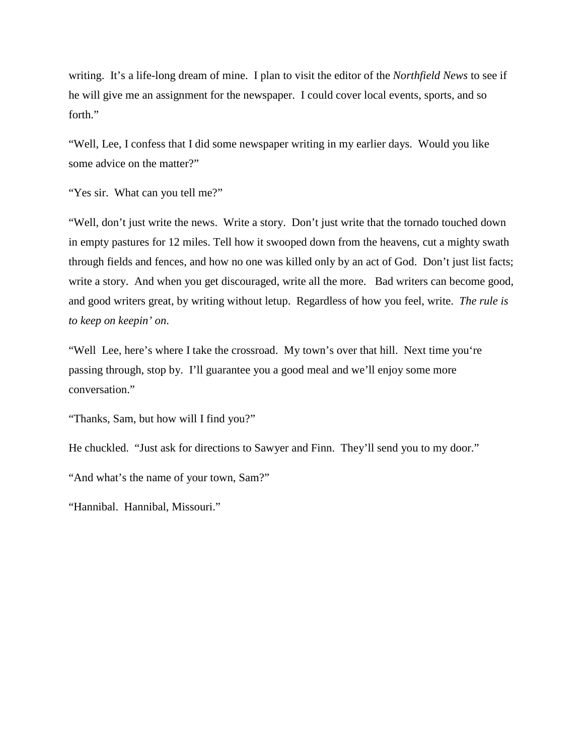writing.  It's a life-long dream of mine.  I plan to visit the editor of the *Northfield News* to see if he will give me an assignment for the newspaper.  I could cover local events, sports, and so forth."

"Well, Lee, I confess that I did some newspaper writing in my earlier days.  Would you like some advice on the matter?"

"Yes sir.  What can you tell me?"

"Well, don't just write the news.  Write a story.  Don't just write that the tornado touched down in empty pastures for 12 miles. Tell how it swooped down from the heavens, cut a mighty swath through fields and fences, and how no one was killed only by an act of God.  Don't just list facts; write a story.  And when you get discouraged, write all the more.   Bad writers can become good, and good writers great, by writing without letup.  Regardless of how you feel, write.  *The rule is to keep on keepin' on*.

"Well  Lee, here's where I take the crossroad.  My town's over that hill.  Next time you're passing through, stop by.  I'll guarantee you a good meal and we'll enjoy some more conversation."

"Thanks, Sam, but how will I find you?"

He chuckled.  "Just ask for directions to Sawyer and Finn.  They'll send you to my door."

"And what's the name of your town, Sam?"

"Hannibal.  Hannibal, Missouri."